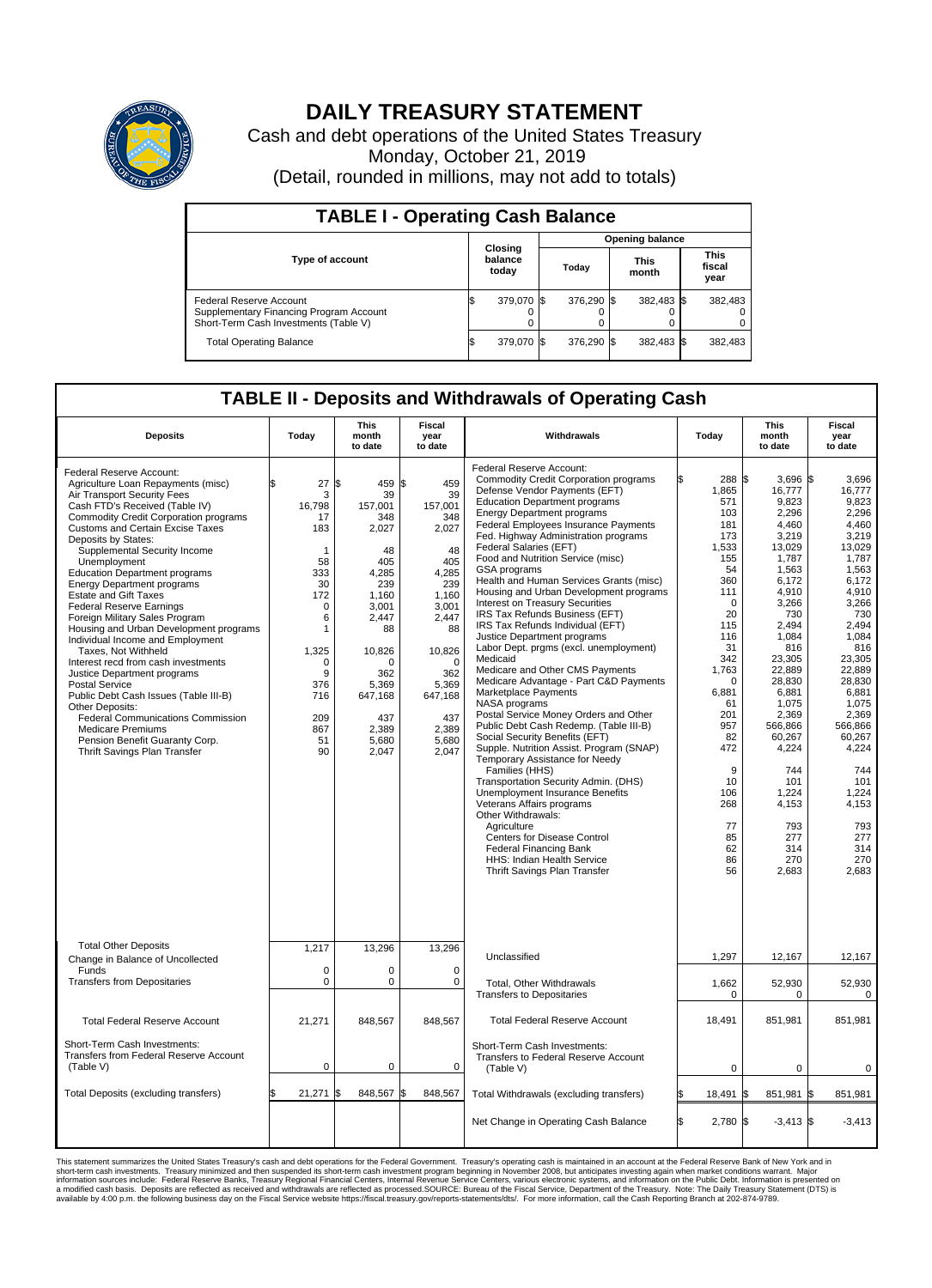# DAILY TREASURY STATEMENT

Cash and debt operations of the United States Treasury

Monday, October 21, 2019

(Detail, rounded in millions, may not add to totals)

## TABLE I - Operating Cash Balance

| Type of account | Closing balance today | Opening balance Today | Opening balance This month | Opening balance This fiscal year |
|---|---|---|---|---|
| Federal Reserve Account | $ 379,070 | $ 376,290 | $ 382,483 | $ 382,483 |
| Supplementary Financing Program Account | 0 | 0 | 0 | 0 |
| Short-Term Cash Investments (Table V) | 0 | 0 | 0 | 0 |
| Total Operating Balance | $ 379,070 | $ 376,290 | $ 382,483 | $ 382,483 |

## TABLE II - Deposits and Withdrawals of Operating Cash

| Deposits | Today | This month to date | Fiscal year to date |
|---|---|---|---|
| Federal Reserve Account: | | | |
| Agriculture Loan Repayments (misc) | $ 27 | $ 459 | $ 459 |
| Air Transport Security Fees | 3 | 39 | 39 |
| Cash FTD's Received (Table IV) | 16,798 | 157,001 | 157,001 |
| Commodity Credit Corporation programs | 17 | 348 | 348 |
| Customs and Certain Excise Taxes | 183 | 2,027 | 2,027 |
| Deposits by States: | | | |
| Supplemental Security Income | 1 | 48 | 48 |
| Unemployment | 58 | 405 | 405 |
| Education Department programs | 333 | 4,285 | 4,285 |
| Energy Department programs | 30 | 239 | 239 |
| Estate and Gift Taxes | 172 | 1,160 | 1,160 |
| Federal Reserve Earnings | 0 | 3,001 | 3,001 |
| Foreign Military Sales Program | 6 | 2,447 | 2,447 |
| Housing and Urban Development programs | 1 | 88 | 88 |
| Individual Income and Employment Taxes, Not Withheld | 1,325 | 10,826 | 10,826 |
| Interest recd from cash investments | 0 | 0 | 0 |
| Justice Department programs | 9 | 362 | 362 |
| Postal Service | 376 | 5,369 | 5,369 |
| Public Debt Cash Issues (Table III-B) | 716 | 647,168 | 647,168 |
| Other Deposits: | | | |
| Federal Communications Commission | 209 | 437 | 437 |
| Medicare Premiums | 867 | 2,389 | 2,389 |
| Pension Benefit Guaranty Corp. | 51 | 5,680 | 5,680 |
| Thrift Savings Plan Transfer | 90 | 2,047 | 2,047 |
| Total Other Deposits | 1,217 | 13,296 | 13,296 |
| Change in Balance of Uncollected Funds | 0 | 0 | 0 |
| Transfers from Depositaries | 0 | 0 | 0 |
| Total Federal Reserve Account | 21,271 | 848,567 | 848,567 |
| Short-Term Cash Investments: Transfers from Federal Reserve Account (Table V) | 0 | 0 | 0 |
| Total Deposits (excluding transfers) | $ 21,271 | $ 848,567 | $ 848,567 |

| Withdrawals | Today | This month to date | Fiscal year to date |
|---|---|---|---|
| Federal Reserve Account: | | | |
| Commodity Credit Corporation programs | $ 288 | $ 3,696 | $ 3,696 |
| Defense Vendor Payments (EFT) | 1,865 | 16,777 | 16,777 |
| Education Department programs | 571 | 9,823 | 9,823 |
| Energy Department programs | 103 | 2,296 | 2,296 |
| Federal Employees Insurance Payments | 181 | 4,460 | 4,460 |
| Fed. Highway Administration programs | 173 | 3,219 | 3,219 |
| Federal Salaries (EFT) | 1,533 | 13,029 | 13,029 |
| Food and Nutrition Service (misc) | 155 | 1,787 | 1,787 |
| GSA programs | 54 | 1,563 | 1,563 |
| Health and Human Services Grants (misc) | 360 | 6,172 | 6,172 |
| Housing and Urban Development programs | 111 | 4,910 | 4,910 |
| Interest on Treasury Securities | 0 | 3,266 | 3,266 |
| IRS Tax Refunds Business (EFT) | 20 | 730 | 730 |
| IRS Tax Refunds Individual (EFT) | 115 | 2,494 | 2,494 |
| Justice Department programs | 116 | 1,084 | 1,084 |
| Labor Dept. prgms (excl. unemployment) | 31 | 816 | 816 |
| Medicaid | 342 | 23,305 | 23,305 |
| Medicare and Other CMS Payments | 1,763 | 22,889 | 22,889 |
| Medicare Advantage - Part C&D Payments | 0 | 28,830 | 28,830 |
| Marketplace Payments | 6,881 | 6,881 | 6,881 |
| NASA programs | 61 | 1,075 | 1,075 |
| Postal Service Money Orders and Other | 201 | 2,369 | 2,369 |
| Public Debt Cash Redemp. (Table III-B) | 957 | 566,866 | 566,866 |
| Social Security Benefits (EFT) | 82 | 60,267 | 60,267 |
| Supple. Nutrition Assist. Program (SNAP) | 472 | 4,224 | 4,224 |
| Temporary Assistance for Needy Families (HHS) | 9 | 744 | 744 |
| Transportation Security Admin. (DHS) | 10 | 101 | 101 |
| Unemployment Insurance Benefits | 106 | 1,224 | 1,224 |
| Veterans Affairs programs | 268 | 4,153 | 4,153 |
| Other Withdrawals: | | | |
| Agriculture | 77 | 793 | 793 |
| Centers for Disease Control | 85 | 277 | 277 |
| Federal Financing Bank | 62 | 314 | 314 |
| HHS: Indian Health Service | 86 | 270 | 270 |
| Thrift Savings Plan Transfer | 56 | 2,683 | 2,683 |
| Unclassified | 1,297 | 12,167 | 12,167 |
| Total, Other Withdrawals | 1,662 | 52,930 | 52,930 |
| Transfers to Depositaries | 0 | 0 | 0 |
| Total Federal Reserve Account | 18,491 | 851,981 | 851,981 |
| Short-Term Cash Investments: Transfers to Federal Reserve Account (Table V) | 0 | 0 | 0 |
| Total Withdrawals (excluding transfers) | $ 18,491 | $ 851,981 | $ 851,981 |
| Net Change in Operating Cash Balance | $ 2,780 | $ -3,413 | $ -3,413 |

This statement summarizes the United States Treasury's cash and debt operations for the Federal Government. Treasury's operating cash is maintained in an account at the Federal Reserve Bank of New York and in short-term cash investments. Treasury minimized and then suspended its short-term cash investment program beginning in November 2008, but anticipates investing again when market conditions warrant. Major information sources include: Federal Reserve Banks, Treasury Regional Financial Centers, Internal Revenue Service Centers, various electronic systems, and information on the Public Debt. Information is presented on a modified cash basis. Deposits are reflected as received and withdrawals are reflected as processed.SOURCE: Bureau of the Fiscal Service, Department of the Treasury. Note: The Daily Treasury Statement (DTS) is available by 4:00 p.m. the following business day on the Fiscal Service website https://fiscal.treasury.gov/reports-statements/dts/. For more information, call the Cash Reporting Branch at 202-874-9789.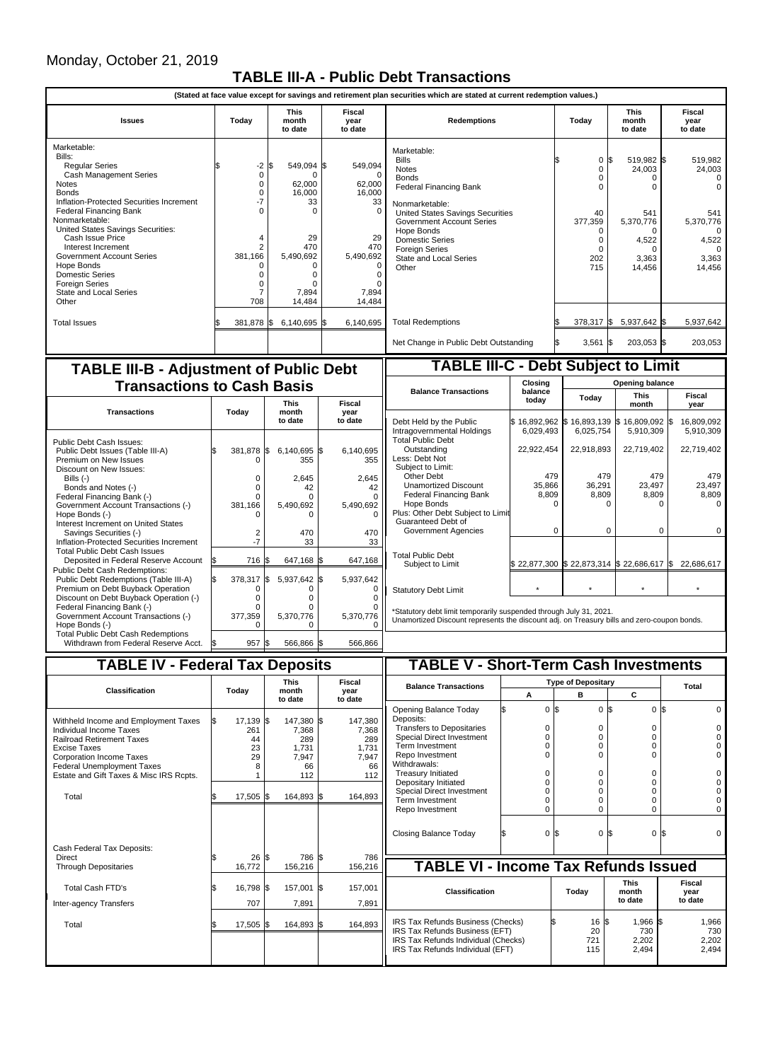Monday, October 21, 2019

# TABLE III-A - Public Debt Transactions

(Stated at face value except for savings and retirement plan securities which are stated at current redemption values.)

| Issues | Today | This month to date | Fiscal year to date |
|---|---|---|---|
| Marketable: | | | |
| Bills: | | | |
| Regular Series | $ -2 | $ 549,094 | $ 549,094 |
| Cash Management Series | 0 | 0 | 0 |
| Notes | 0 | 62,000 | 62,000 |
| Bonds | 0 | 16,000 | 16,000 |
| Inflation-Protected Securities Increment | -7 | 33 | 33 |
| Federal Financing Bank | 0 | 0 | 0 |
| Nonmarketable: | | | |
| United States Savings Securities: | | | |
| Cash Issue Price | 4 | 29 | 29 |
| Interest Increment | 2 | 470 | 470 |
| Government Account Series | 381,166 | 5,490,692 | 5,490,692 |
| Hope Bonds | 0 | 0 | 0 |
| Domestic Series | 0 | 0 | 0 |
| Foreign Series | 0 | 0 | 0 |
| State and Local Series | 7 | 7,894 | 7,894 |
| Other | 708 | 14,484 | 14,484 |
| Total Issues | $ 381,878 | $ 6,140,695 | $ 6,140,695 |

| Redemptions | Today | This month to date | Fiscal year to date |
|---|---|---|---|
| Marketable: | | | |
| Bills | $ 0 | $ 519,982 | $ 519,982 |
| Notes | 0 | 24,003 | 24,003 |
| Bonds | 0 | 0 | 0 |
| Federal Financing Bank | 0 | 0 | 0 |
| Nonmarketable: | | | |
| United States Savings Securities | 40 | 541 | 541 |
| Government Account Series | 377,359 | 5,370,776 | 5,370,776 |
| Hope Bonds | 0 | 0 | 0 |
| Domestic Series | 0 | 4,522 | 4,522 |
| Foreign Series | 0 | 0 | 0 |
| State and Local Series | 202 | 3,363 | 3,363 |
| Other | 715 | 14,456 | 14,456 |
| Total Redemptions | $ 378,317 | $ 5,937,642 | $ 5,937,642 |
| Net Change in Public Debt Outstanding | $ 3,561 | $ 203,053 | $ 203,053 |

# TABLE III-B - Adjustment of Public Debt Transactions to Cash Basis

| Transactions | Today | This month to date | Fiscal year to date |
|---|---|---|---|
| Public Debt Cash Issues: | | | |
| Public Debt Issues (Table III-A) | $ 381,878 | $ 6,140,695 | $ 6,140,695 |
| Premium on New Issues | 0 | 355 | 355 |
| Discount on New Issues: | | | |
| Bills (-) | 0 | 2,645 | 2,645 |
| Bonds and Notes (-) | 0 | 42 | 42 |
| Federal Financing Bank (-) | 0 | 0 | 0 |
| Government Account Transactions (-) | 381,166 | 5,490,692 | 5,490,692 |
| Hope Bonds (-) | 0 | 0 | 0 |
| Interest Increment on United States Savings Securities (-) | 2 | 470 | 470 |
| Inflation-Protected Securities Increment | -7 | 33 | 33 |
| Total Public Debt Cash Issues Deposited in Federal Reserve Account | $ 716 | $ 647,168 | $ 647,168 |
| Public Debt Cash Redemptions: | | | |
| Public Debt Redemptions (Table III-A) | $ 378,317 | $ 5,937,642 | $ 5,937,642 |
| Premium on Debt Buyback Operation | 0 | 0 | 0 |
| Discount on Debt Buyback Operation (-) | 0 | 0 | 0 |
| Federal Financing Bank (-) | 0 | 0 | 0 |
| Government Account Transactions (-) | 377,359 | 5,370,776 | 5,370,776 |
| Hope Bonds (-) | 0 | 0 | 0 |
| Total Public Debt Cash Redemptions Withdrawn from Federal Reserve Acct. | $ 957 | $ 566,866 | $ 566,866 |

# TABLE III-C - Debt Subject to Limit

| Balance Transactions | Closing balance today | Opening balance Today | Opening balance This month | Opening balance Fiscal year |
|---|---|---|---|---|
| Debt Held by the Public | $ 16,892,962 | $ 16,893,139 | $ 16,809,092 | $ 16,809,092 |
| Intragovernmental Holdings | 6,029,493 | 6,025,754 | 5,910,309 | 5,910,309 |
| Total Public Debt Outstanding | 22,922,454 | 22,918,893 | 22,719,402 | 22,719,402 |
| Less: Debt Not Subject to Limit: | | | | |
| Other Debt | 479 | 479 | 479 | 479 |
| Unamortized Discount | 35,866 | 36,291 | 23,497 | 23,497 |
| Federal Financing Bank | 8,809 | 8,809 | 8,809 | 8,809 |
| Hope Bonds | 0 | 0 | 0 | 0 |
| Plus: Other Debt Subject to Limit | | | | |
| Guaranteed Debt of Government Agencies | 0 | 0 | 0 | 0 |
| Total Public Debt Subject to Limit | $ 22,877,300 | $ 22,873,314 | $ 22,686,617 | $ 22,686,617 |
| Statutory Debt Limit | * | * | * | * |

*Statutory debt limit temporarily suspended through July 31, 2021.
Unamortized Discount represents the discount adj. on Treasury bills and zero-coupon bonds.

# TABLE IV - Federal Tax Deposits

| Classification | Today | This month to date | Fiscal year to date |
|---|---|---|---|
| Withheld Income and Employment Taxes | $ 17,139 | $ 147,380 | $ 147,380 |
| Individual Income Taxes | 261 | 7,368 | 7,368 |
| Railroad Retirement Taxes | 44 | 289 | 289 |
| Excise Taxes | 23 | 1,731 | 1,731 |
| Corporation Income Taxes | 29 | 7,947 | 7,947 |
| Federal Unemployment Taxes | 8 | 66 | 66 |
| Estate and Gift Taxes & Misc IRS Rcpts. | 1 | 112 | 112 |
| Total | $ 17,505 | $ 164,893 | $ 164,893 |
| Cash Federal Tax Deposits: | | | |
| Direct | $ 26 | $ 786 | $ 786 |
| Through Depositaries | 16,772 | 156,216 | 156,216 |
| Total Cash FTD's | $ 16,798 | $ 157,001 | $ 157,001 |
| Inter-agency Transfers | 707 | 7,891 | 7,891 |
| Total | $ 17,505 | $ 164,893 | $ 164,893 |

# TABLE V - Short-Term Cash Investments

| Balance Transactions | Type of Depositary A | Type of Depositary B | Type of Depositary C | Total |
|---|---|---|---|---|
| Opening Balance Today | $ 0 | $ 0 | $ 0 | $ 0 |
| Deposits: | | | | |
| Transfers to Depositaries | 0 | 0 | 0 | 0 |
| Special Direct Investment | 0 | 0 | 0 | 0 |
| Term Investment | 0 | 0 | 0 | 0 |
| Repo Investment | 0 | 0 | 0 | 0 |
| Withdrawals: | | | | |
| Treasury Initiated | 0 | 0 | 0 | 0 |
| Depositary Initiated | 0 | 0 | 0 | 0 |
| Special Direct Investment | 0 | 0 | 0 | 0 |
| Term Investment | 0 | 0 | 0 | 0 |
| Repo Investment | 0 | 0 | 0 | 0 |
| Closing Balance Today | $ 0 | $ 0 | $ 0 | $ 0 |

# TABLE VI - Income Tax Refunds Issued

| Classification | Today | This month to date | Fiscal year to date |
|---|---|---|---|
| IRS Tax Refunds Business (Checks) | $ 16 | $ 1,966 | $ 1,966 |
| IRS Tax Refunds Business (EFT) | 20 | 730 | 730 |
| IRS Tax Refunds Individual (Checks) | 721 | 2,202 | 2,202 |
| IRS Tax Refunds Individual (EFT) | 115 | 2,494 | 2,494 |